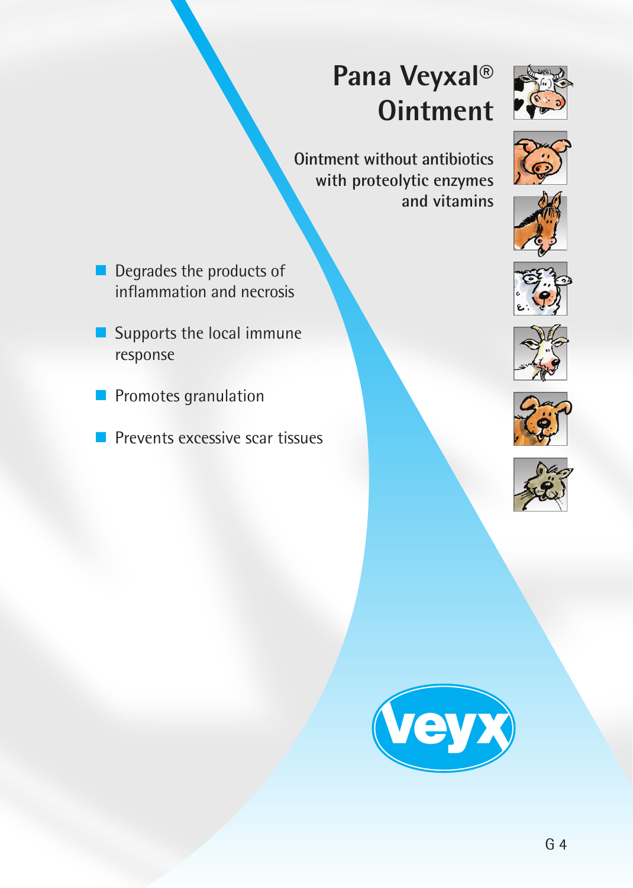# Pana Veyxal® Ointment

Ointment without antibiotics with proteolytic enzymes and vitamins

- Degrades the products of inflammation and necrosis
- Supports the local immune response
- Promotes granulation
- Prevents excessive scar tissues

veyx

G 4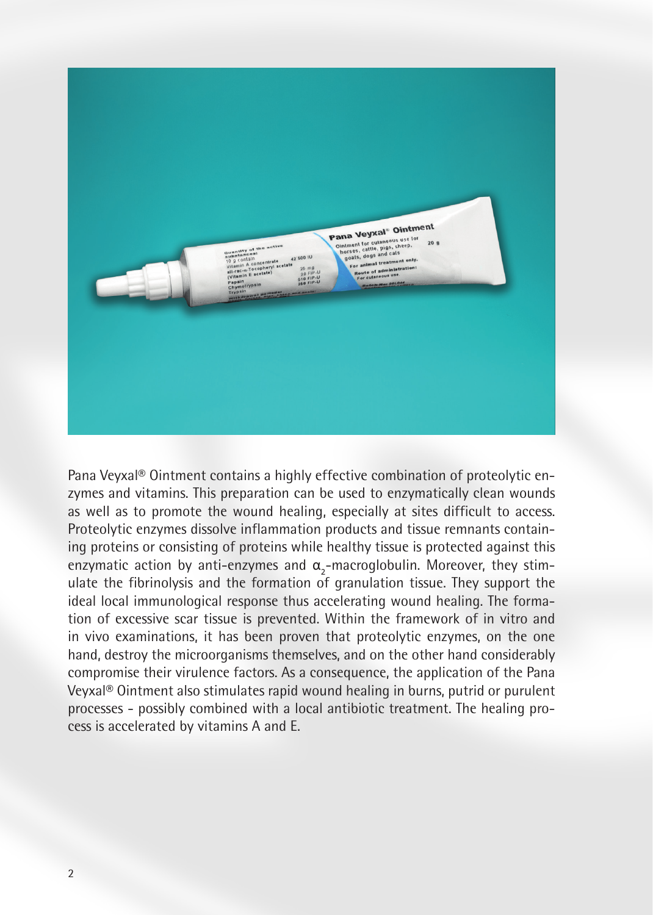Pana Veyxal® Ointment contains a highly effective combination of proteolytic enzymes and vitamins. This preparation can be used to enzymatically clean wounds as well as to promote the wound healing, especially at sites difficult to access. Proteolytic enzymes dissolve inflammation products and tissue remnants containing proteins or consisting of proteins while healthy tissue is protected against this enzymatic action by anti-enzymes and $\alpha_2$-macroglobulin. Moreover, they stimulate the fibrinolysis and the formation of granulation tissue. They support the ideal local immunological response thus accelerating wound healing. The formation of excessive scar tissue is prevented. Within the framework of in vitro and in vivo examinations, it has been proven that proteolytic enzymes, on the one hand, destroy the microorganisms themselves, and on the other hand considerably compromise their virulence factors. As a consequence, the application of the Pana Veyxal® Ointment also stimulates rapid wound healing in burns, putrid or purulent processes - possibly combined with a local antibiotic treatment. The healing process is accelerated by vitamins A and E.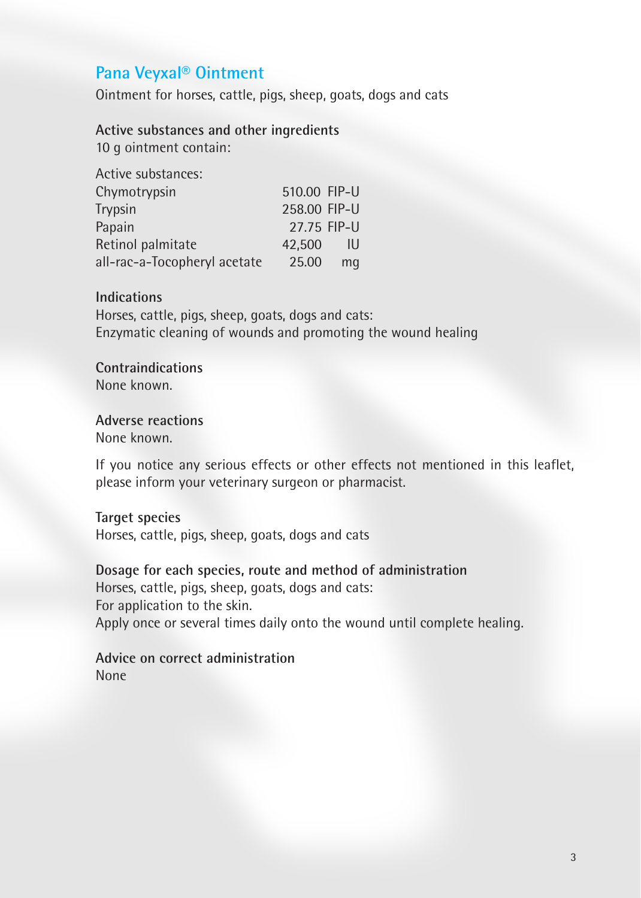## Pana Veyxal® Ointment

Ointment for horses, cattle, pigs, sheep, goats, dogs and cats

### Active substances and other ingredients

10 g ointment contain:

| Active substances: | | |
|---|---|---|
| Chymotrypsin | 510.00 | FIP-U |
| Trypsin | 258.00 | FIP-U |
| Papain | 27.75 | FIP-U |
| Retinol palmitate | 42,500 | IU |
| all-rac-a-Tocopheryl acetate | 25.00 | mg |

### Indications

Horses, cattle, pigs, sheep, goats, dogs and cats:
Enzymatic cleaning of wounds and promoting the wound healing

### Contraindications

None known.

### Adverse reactions

None known.

If you notice any serious effects or other effects not mentioned in this leaflet, please inform your veterinary surgeon or pharmacist.

### Target species

Horses, cattle, pigs, sheep, goats, dogs and cats

### Dosage for each species, route and method of administration

Horses, cattle, pigs, sheep, goats, dogs and cats:
For application to the skin.
Apply once or several times daily onto the wound until complete healing.

### Advice on correct administration

None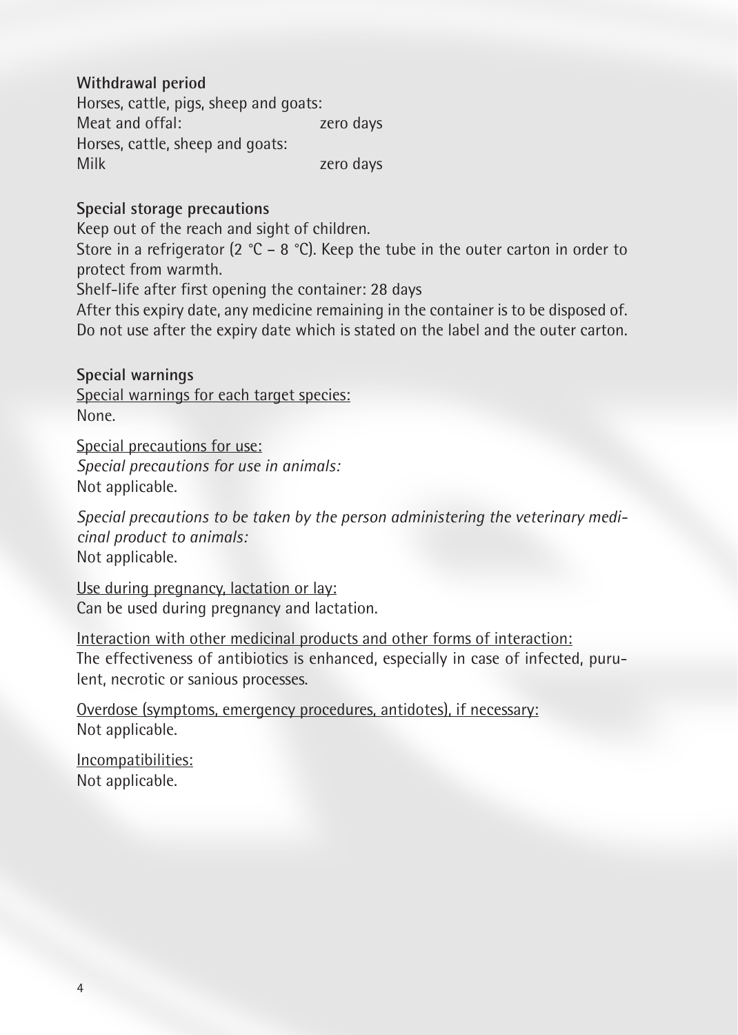**Withdrawal period**

Horses, cattle, pigs, sheep and goats:

| | |
|---|---|
| Meat and offal: | zero days |

Horses, cattle, sheep and goats:

| | |
|---|---|
| Milk | zero days |

**Special storage precautions**

Keep out of the reach and sight of children.
Store in a refrigerator (2 °C – 8 °C). Keep the tube in the outer carton in order to protect from warmth.
Shelf-life after first opening the container: 28 days
After this expiry date, any medicine remaining in the container is to be disposed of.
Do not use after the expiry date which is stated on the label and the outer carton.

**Special warnings**

Special warnings for each target species:
None.

Special precautions for use:
*Special precautions for use in animals:*
Not applicable.

*Special precautions to be taken by the person administering the veterinary medicinal product to animals:*
Not applicable.

Use during pregnancy, lactation or lay:
Can be used during pregnancy and lactation.

Interaction with other medicinal products and other forms of interaction:
The effectiveness of antibiotics is enhanced, especially in case of infected, purulent, necrotic or sanious processes.

Overdose (symptoms, emergency procedures, antidotes), if necessary:
Not applicable.

Incompatibilities:
Not applicable.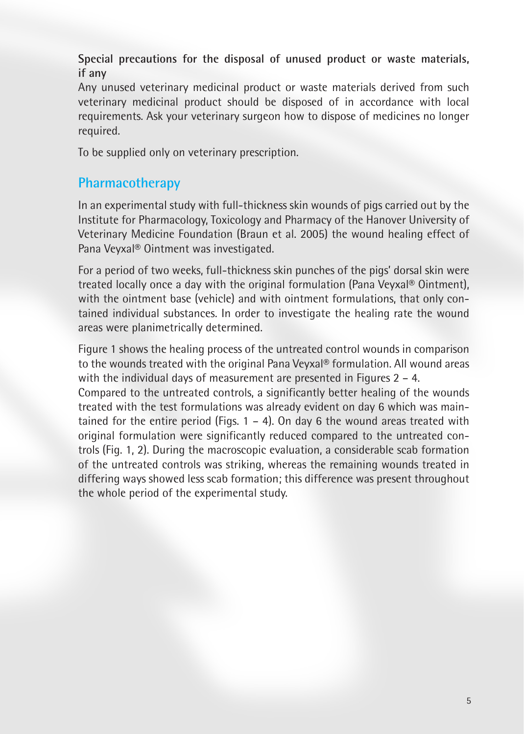**Special precautions for the disposal of unused product or waste materials, if any**

Any unused veterinary medicinal product or waste materials derived from such veterinary medicinal product should be disposed of in accordance with local requirements. Ask your veterinary surgeon how to dispose of medicines no longer required.

To be supplied only on veterinary prescription.

## Pharmacotherapy

In an experimental study with full-thickness skin wounds of pigs carried out by the Institute for Pharmacology, Toxicology and Pharmacy of the Hanover University of Veterinary Medicine Foundation (Braun et al. 2005) the wound healing effect of Pana Veyxal® Ointment was investigated.

For a period of two weeks, full-thickness skin punches of the pigs' dorsal skin were treated locally once a day with the original formulation (Pana Veyxal® Ointment), with the ointment base (vehicle) and with ointment formulations, that only contained individual substances. In order to investigate the healing rate the wound areas were planimetrically determined.

Figure 1 shows the healing process of the untreated control wounds in comparison to the wounds treated with the original Pana Veyxal® formulation. All wound areas with the individual days of measurement are presented in Figures 2 – 4.
Compared to the untreated controls, a significantly better healing of the wounds treated with the test formulations was already evident on day 6 which was maintained for the entire period (Figs. 1 – 4). On day 6 the wound areas treated with original formulation were significantly reduced compared to the untreated controls (Fig. 1, 2). During the macroscopic evaluation, a considerable scab formation of the untreated controls was striking, whereas the remaining wounds treated in differing ways showed less scab formation; this difference was present throughout the whole period of the experimental study.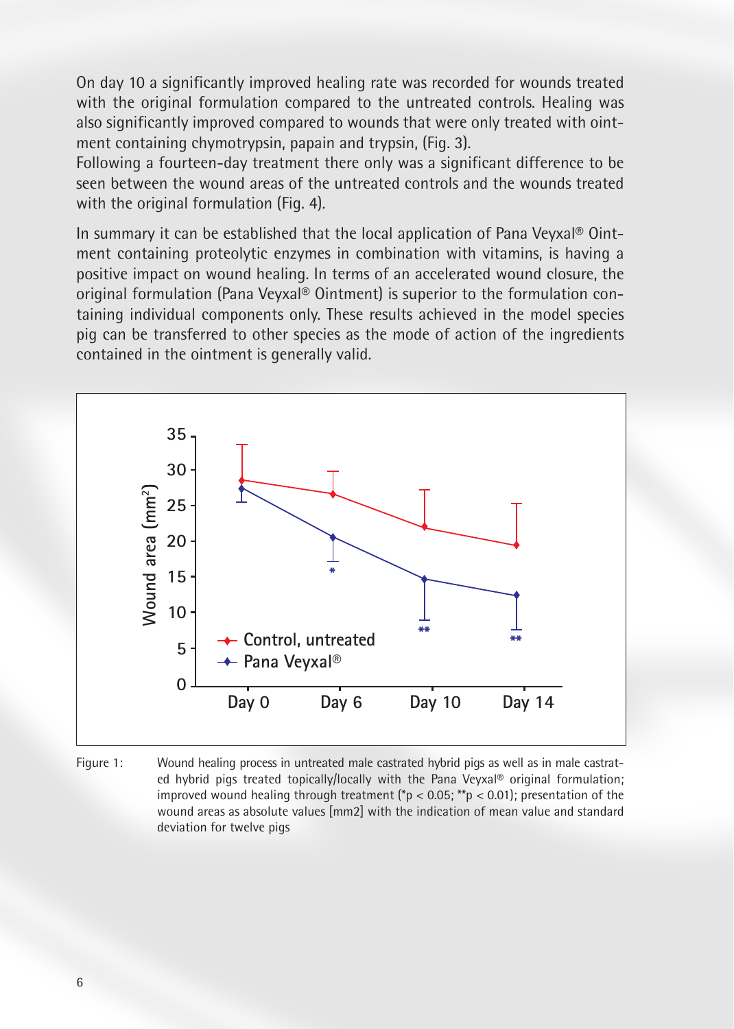On day 10 a significantly improved healing rate was recorded for wounds treated with the original formulation compared to the untreated controls. Healing was also significantly improved compared to wounds that were only treated with ointment containing chymotrypsin, papain and trypsin, (Fig. 3).
Following a fourteen-day treatment there only was a significant difference to be seen between the wound areas of the untreated controls and the wounds treated with the original formulation (Fig. 4).

In summary it can be established that the local application of Pana Veyxal® Ointment containing proteolytic enzymes in combination with vitamins, is having a positive impact on wound healing. In terms of an accelerated wound closure, the original formulation (Pana Veyxal® Ointment) is superior to the formulation containing individual components only. These results achieved in the model species pig can be transferred to other species as the mode of action of the ingredients contained in the ointment is generally valid.

Figure 1: Wound healing process in untreated male castrated hybrid pigs as well as in male castrated hybrid pigs treated topically/locally with the Pana Veyxal® original formulation; improved wound healing through treatment (*$p < 0.05$; **$p < 0.01$); presentation of the wound areas as absolute values [mm2] with the indication of mean value and standard deviation for twelve pigs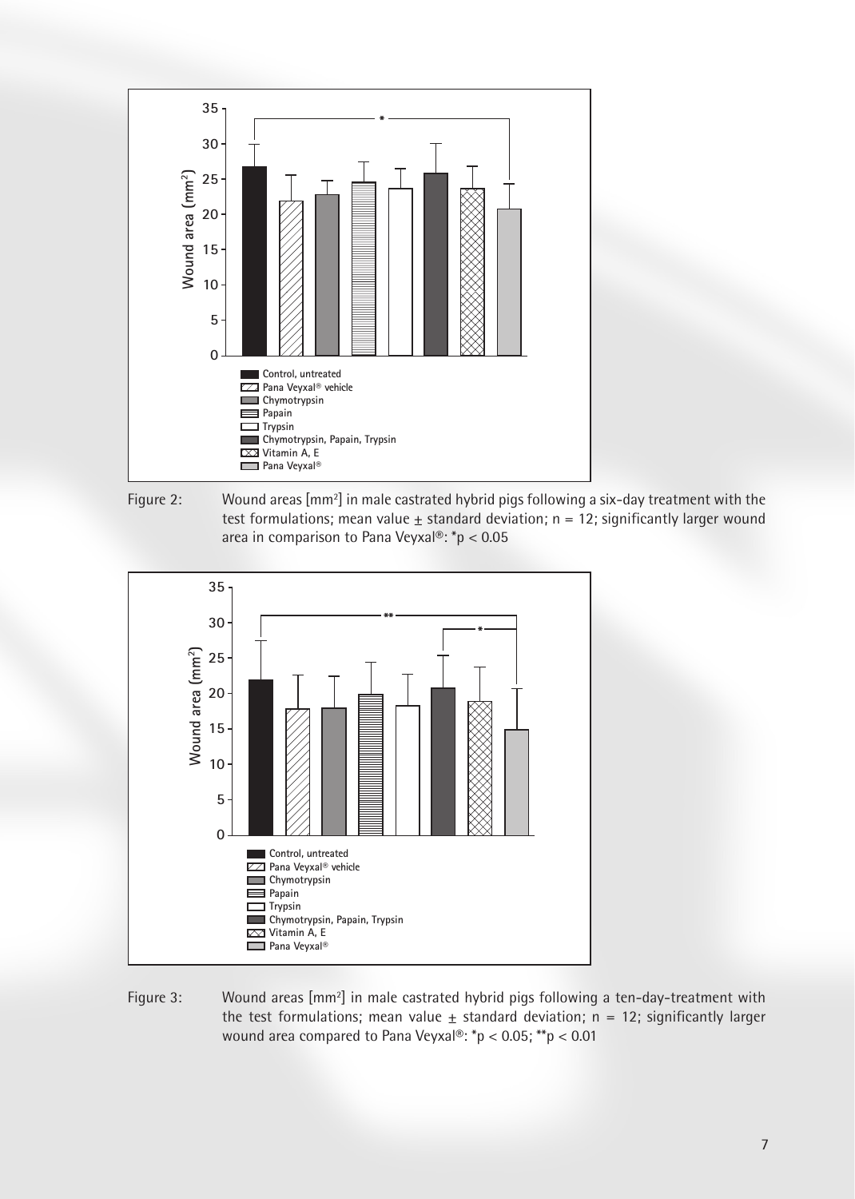Figure 2: Wound areas [mm²] in male castrated hybrid pigs following a six-day treatment with the test formulations; mean value ± standard deviation; n = 12; significantly larger wound area in comparison to Pana Veyxal®: *$p < 0.05$

Figure 3: Wound areas [mm²] in male castrated hybrid pigs following a ten-day-treatment with the test formulations; mean value ± standard deviation; n = 12; significantly larger wound area compared to Pana Veyxal®: *$p < 0.05$; **$p < 0.01$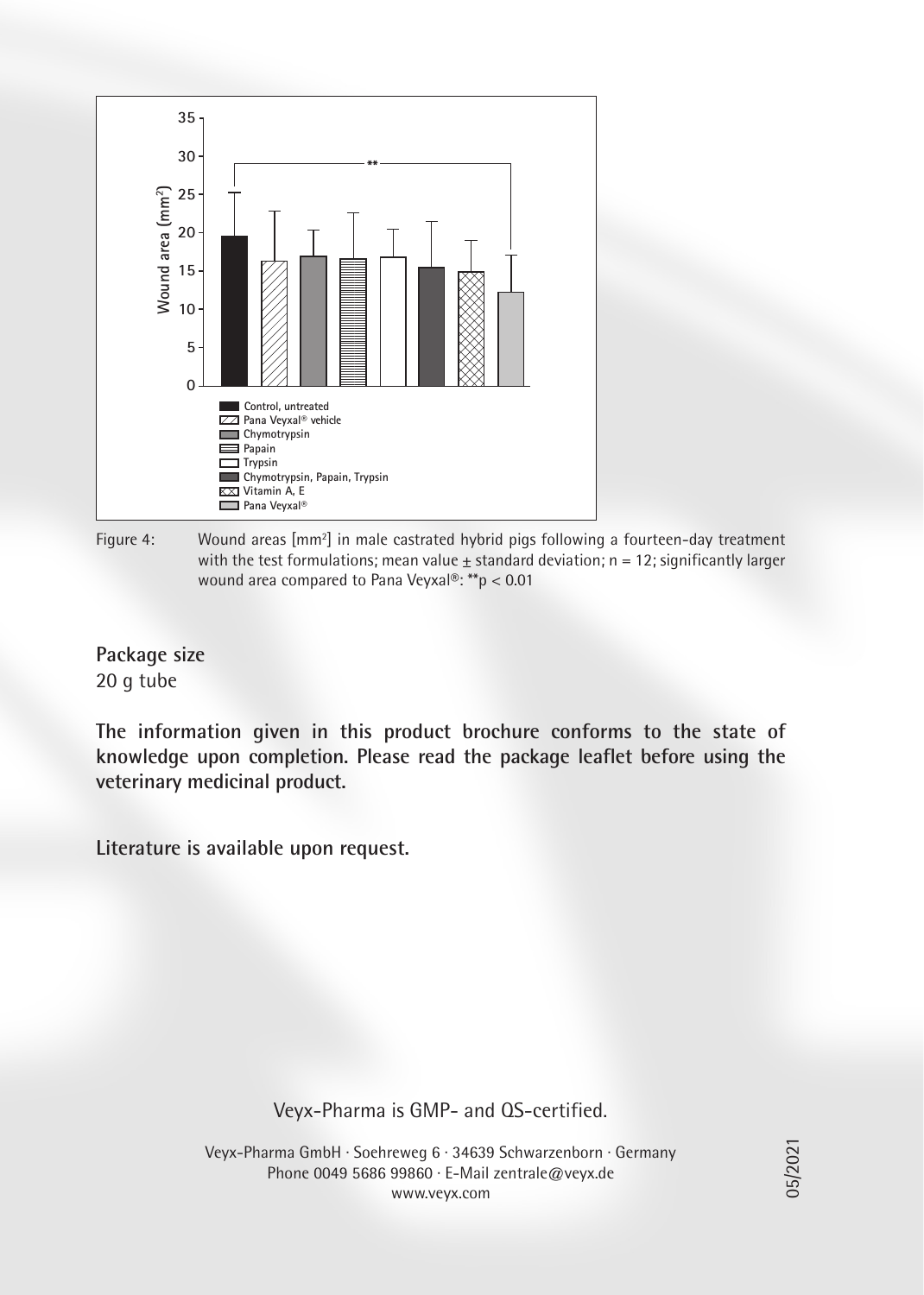Wound area (mm²)

35
30
25
20
15
10
5
0

**

Control, untreated
Pana Veyxal® vehicle
Chymotrypsin
Papain
Trypsin
Chymotrypsin, Papain, Trypsin
Vitamin A, E
Pana Veyxal®

Figure 4: Wound areas [mm²] in male castrated hybrid pigs following a fourteen-day treatment with the test formulations; mean value ± standard deviation; n = 12; significantly larger wound area compared to Pana Veyxal®: **$p < 0.01$

**Package size**
20 g tube

**The information given in this product brochure conforms to the state of knowledge upon completion. Please read the package leaflet before using the veterinary medicinal product.**

**Literature is available upon request.**

Veyx-Pharma is GMP- and QS-certified.

Veyx-Pharma GmbH · Soehreweg 6 · 34639 Schwarzenborn · Germany
Phone 0049 5686 99860 · E-Mail zentrale@veyx.de
www.veyx.com

05/2021